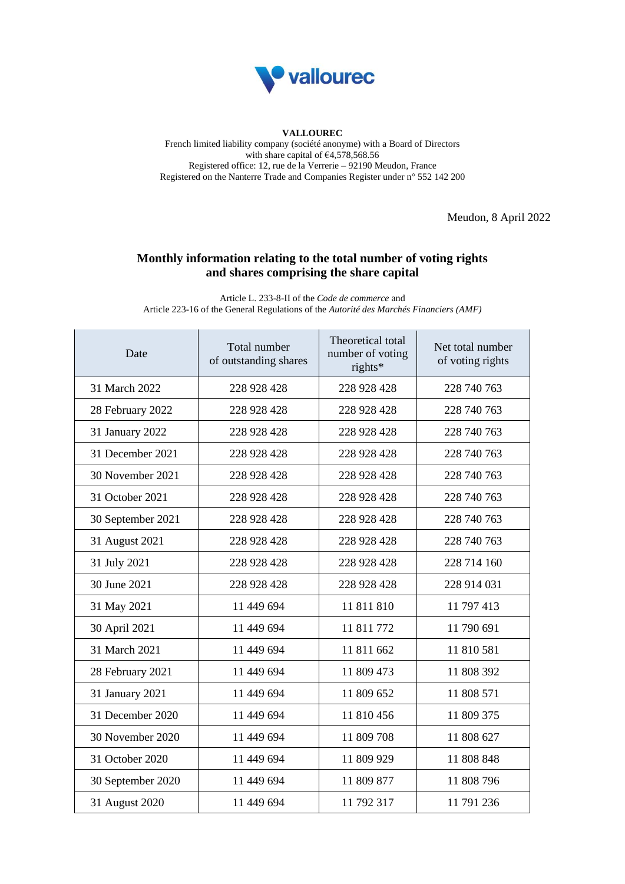**VALLOUREC**
French limited liability company (société anonyme) with a Board of Directors
with share capital of €4,578,568.56
Registered office: 12, rue de la Verrerie – 92190 Meudon, France
Registered on the Nanterre Trade and Companies Register under n° 552 142 200

Meudon, 8 April 2022

## Monthly information relating to the total number of voting rights and shares comprising the share capital

Article L. 233-8-II of the *Code de commerce* and
Article 223-16 of the General Regulations of the *Autorité des Marchés Financiers (AMF)*

| Date | Total number of outstanding shares | Theoretical total number of voting rights* | Net total number of voting rights |
|---|---|---|---|
| 31 March 2022 | 228 928 428 | 228 928 428 | 228 740 763 |
| 28 February 2022 | 228 928 428 | 228 928 428 | 228 740 763 |
| 31 January 2022 | 228 928 428 | 228 928 428 | 228 740 763 |
| 31 December 2021 | 228 928 428 | 228 928 428 | 228 740 763 |
| 30 November 2021 | 228 928 428 | 228 928 428 | 228 740 763 |
| 31 October 2021 | 228 928 428 | 228 928 428 | 228 740 763 |
| 30 September 2021 | 228 928 428 | 228 928 428 | 228 740 763 |
| 31 August 2021 | 228 928 428 | 228 928 428 | 228 740 763 |
| 31 July 2021 | 228 928 428 | 228 928 428 | 228 714 160 |
| 30 June 2021 | 228 928 428 | 228 928 428 | 228 914 031 |
| 31 May 2021 | 11 449 694 | 11 811 810 | 11 797 413 |
| 30 April 2021 | 11 449 694 | 11 811 772 | 11 790 691 |
| 31 March 2021 | 11 449 694 | 11 811 662 | 11 810 581 |
| 28 February 2021 | 11 449 694 | 11 809 473 | 11 808 392 |
| 31 January 2021 | 11 449 694 | 11 809 652 | 11 808 571 |
| 31 December 2020 | 11 449 694 | 11 810 456 | 11 809 375 |
| 30 November 2020 | 11 449 694 | 11 809 708 | 11 808 627 |
| 31 October 2020 | 11 449 694 | 11 809 929 | 11 808 848 |
| 30 September 2020 | 11 449 694 | 11 809 877 | 11 808 796 |
| 31 August 2020 | 11 449 694 | 11 792 317 | 11 791 236 |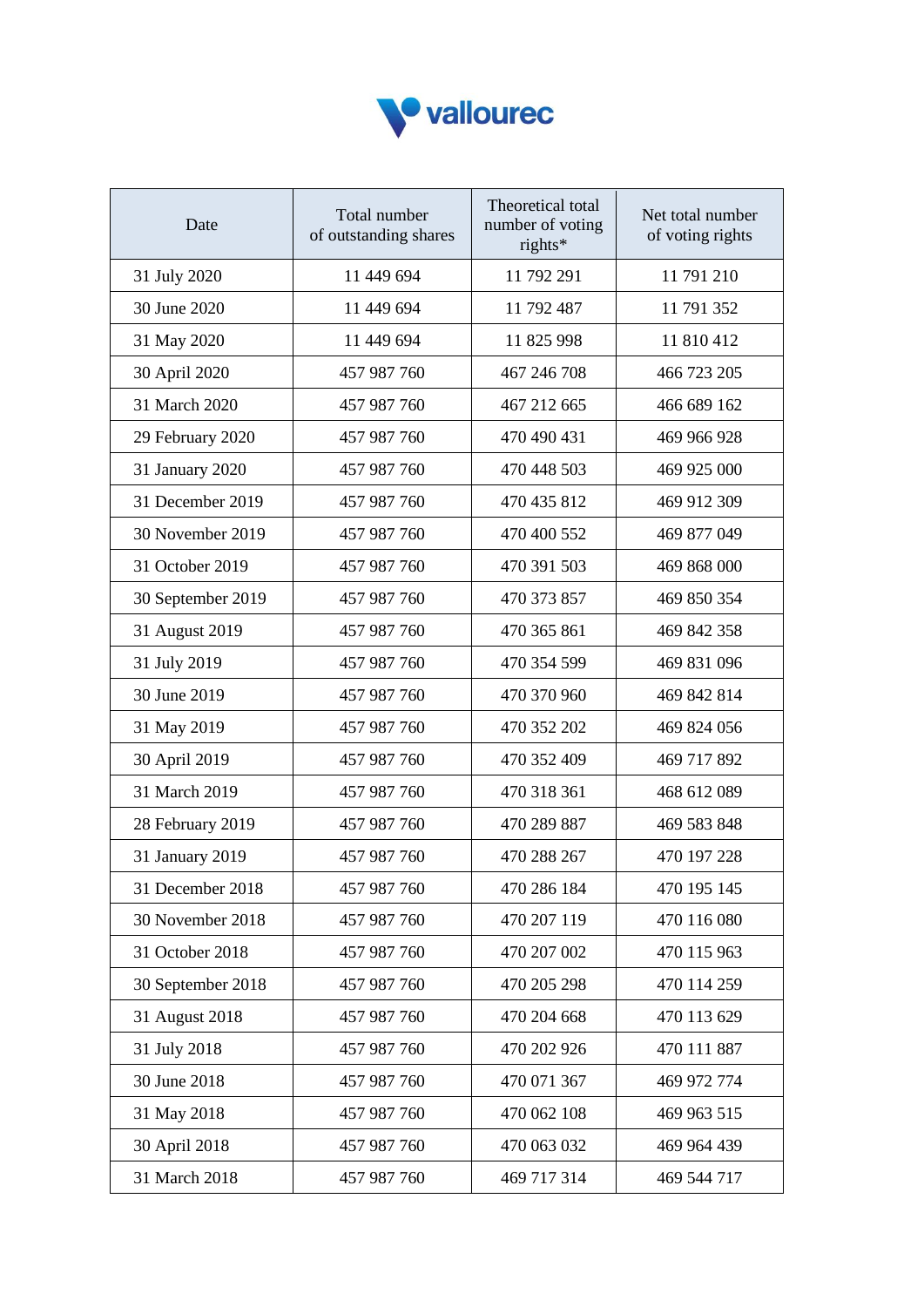vallourec

| Date | Total number of outstanding shares | Theoretical total number of voting rights* | Net total number of voting rights |
|---|---|---|---|
| 31 July 2020 | 11 449 694 | 11 792 291 | 11 791 210 |
| 30 June 2020 | 11 449 694 | 11 792 487 | 11 791 352 |
| 31 May 2020 | 11 449 694 | 11 825 998 | 11 810 412 |
| 30 April 2020 | 457 987 760 | 467 246 708 | 466 723 205 |
| 31 March 2020 | 457 987 760 | 467 212 665 | 466 689 162 |
| 29 February 2020 | 457 987 760 | 470 490 431 | 469 966 928 |
| 31 January 2020 | 457 987 760 | 470 448 503 | 469 925 000 |
| 31 December 2019 | 457 987 760 | 470 435 812 | 469 912 309 |
| 30 November 2019 | 457 987 760 | 470 400 552 | 469 877 049 |
| 31 October 2019 | 457 987 760 | 470 391 503 | 469 868 000 |
| 30 September 2019 | 457 987 760 | 470 373 857 | 469 850 354 |
| 31 August 2019 | 457 987 760 | 470 365 861 | 469 842 358 |
| 31 July 2019 | 457 987 760 | 470 354 599 | 469 831 096 |
| 30 June 2019 | 457 987 760 | 470 370 960 | 469 842 814 |
| 31 May 2019 | 457 987 760 | 470 352 202 | 469 824 056 |
| 30 April 2019 | 457 987 760 | 470 352 409 | 469 717 892 |
| 31 March 2019 | 457 987 760 | 470 318 361 | 468 612 089 |
| 28 February 2019 | 457 987 760 | 470 289 887 | 469 583 848 |
| 31 January 2019 | 457 987 760 | 470 288 267 | 470 197 228 |
| 31 December 2018 | 457 987 760 | 470 286 184 | 470 195 145 |
| 30 November 2018 | 457 987 760 | 470 207 119 | 470 116 080 |
| 31 October 2018 | 457 987 760 | 470 207 002 | 470 115 963 |
| 30 September 2018 | 457 987 760 | 470 205 298 | 470 114 259 |
| 31 August 2018 | 457 987 760 | 470 204 668 | 470 113 629 |
| 31 July 2018 | 457 987 760 | 470 202 926 | 470 111 887 |
| 30 June 2018 | 457 987 760 | 470 071 367 | 469 972 774 |
| 31 May 2018 | 457 987 760 | 470 062 108 | 469 963 515 |
| 30 April 2018 | 457 987 760 | 470 063 032 | 469 964 439 |
| 31 March 2018 | 457 987 760 | 469 717 314 | 469 544 717 |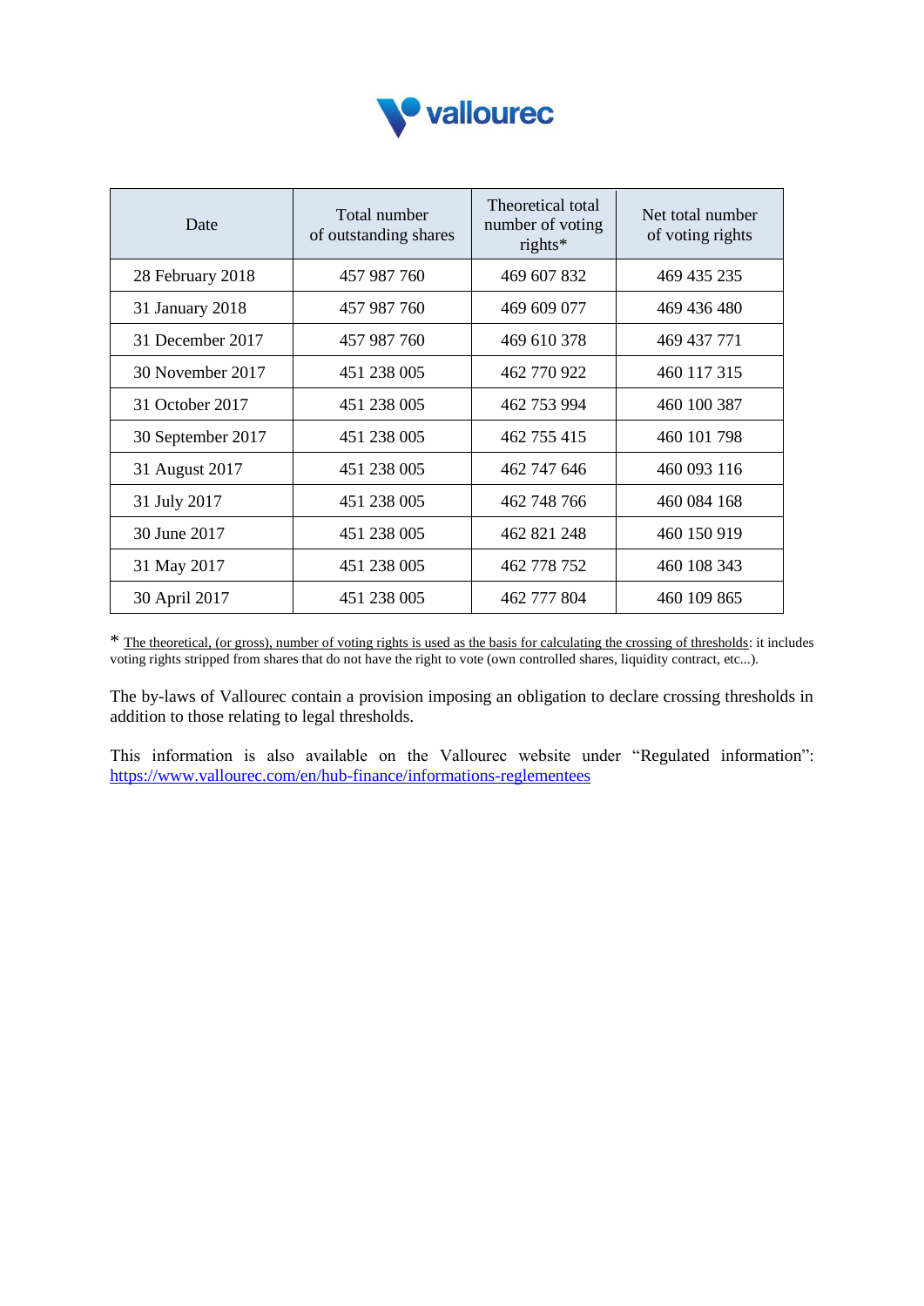| Date | Total number of outstanding shares | Theoretical total number of voting rights* | Net total number of voting rights |
|---|---|---|---|
| 28 February 2018 | 457 987 760 | 469 607 832 | 469 435 235 |
| 31 January 2018 | 457 987 760 | 469 609 077 | 469 436 480 |
| 31 December 2017 | 457 987 760 | 469 610 378 | 469 437 771 |
| 30 November 2017 | 451 238 005 | 462 770 922 | 460 117 315 |
| 31 October 2017 | 451 238 005 | 462 753 994 | 460 100 387 |
| 30 September 2017 | 451 238 005 | 462 755 415 | 460 101 798 |
| 31 August 2017 | 451 238 005 | 462 747 646 | 460 093 116 |
| 31 July 2017 | 451 238 005 | 462 748 766 | 460 084 168 |
| 30 June 2017 | 451 238 005 | 462 821 248 | 460 150 919 |
| 31 May 2017 | 451 238 005 | 462 778 752 | 460 108 343 |
| 30 April 2017 | 451 238 005 | 462 777 804 | 460 109 865 |

* The theoretical, (or gross), number of voting rights is used as the basis for calculating the crossing of thresholds: it includes voting rights stripped from shares that do not have the right to vote (own controlled shares, liquidity contract, etc...).

The by-laws of Vallourec contain a provision imposing an obligation to declare crossing thresholds in addition to those relating to legal thresholds.

This information is also available on the Vallourec website under "Regulated information": https://www.vallourec.com/en/hub-finance/informations-reglementees